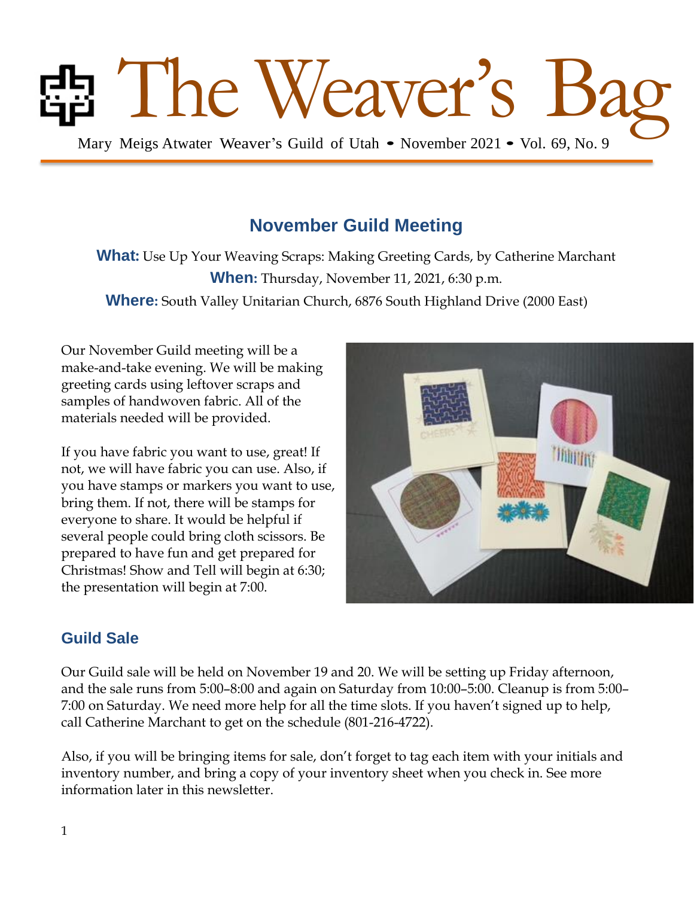# The Weaver's Bag

Mary Meigs Atwater Weaver's Guild of Utah • November 2021 • Vol. 69, No. 9

## November Guild Meeting

**What:** Use Up Your Weaving Scraps: Making Greeting Cards, by Catherine Marchant

**When:** Thursday, November 11, 2021, 6:30 p.m.

**Where:** South Valley Unitarian Church, 6876 South Highland Drive (2000 East)

Our November Guild meeting will be a make-and-take evening. We will be making greeting cards using leftover scraps and samples of handwoven fabric. All of the materials needed will be provided.

If you have fabric you want to use, great! If not, we will have fabric you can use. Also, if you have stamps or markers you want to use, bring them. If not, there will be stamps for everyone to share. It would be helpful if several people could bring cloth scissors. Be prepared to have fun and get prepared for Christmas! Show and Tell will begin at 6:30; the presentation will begin at 7:00.

### Guild Sale

Our Guild sale will be held on November 19 and 20. We will be setting up Friday afternoon, and the sale runs from 5:00–8:00 and again on Saturday from 10:00–5:00. Cleanup is from 5:00–7:00 on Saturday. We need more help for all the time slots. If you haven't signed up to help, call Catherine Marchant to get on the schedule (801-216-4722).

Also, if you will be bringing items for sale, don't forget to tag each item with your initials and inventory number, and bring a copy of your inventory sheet when you check in. See more information later in this newsletter.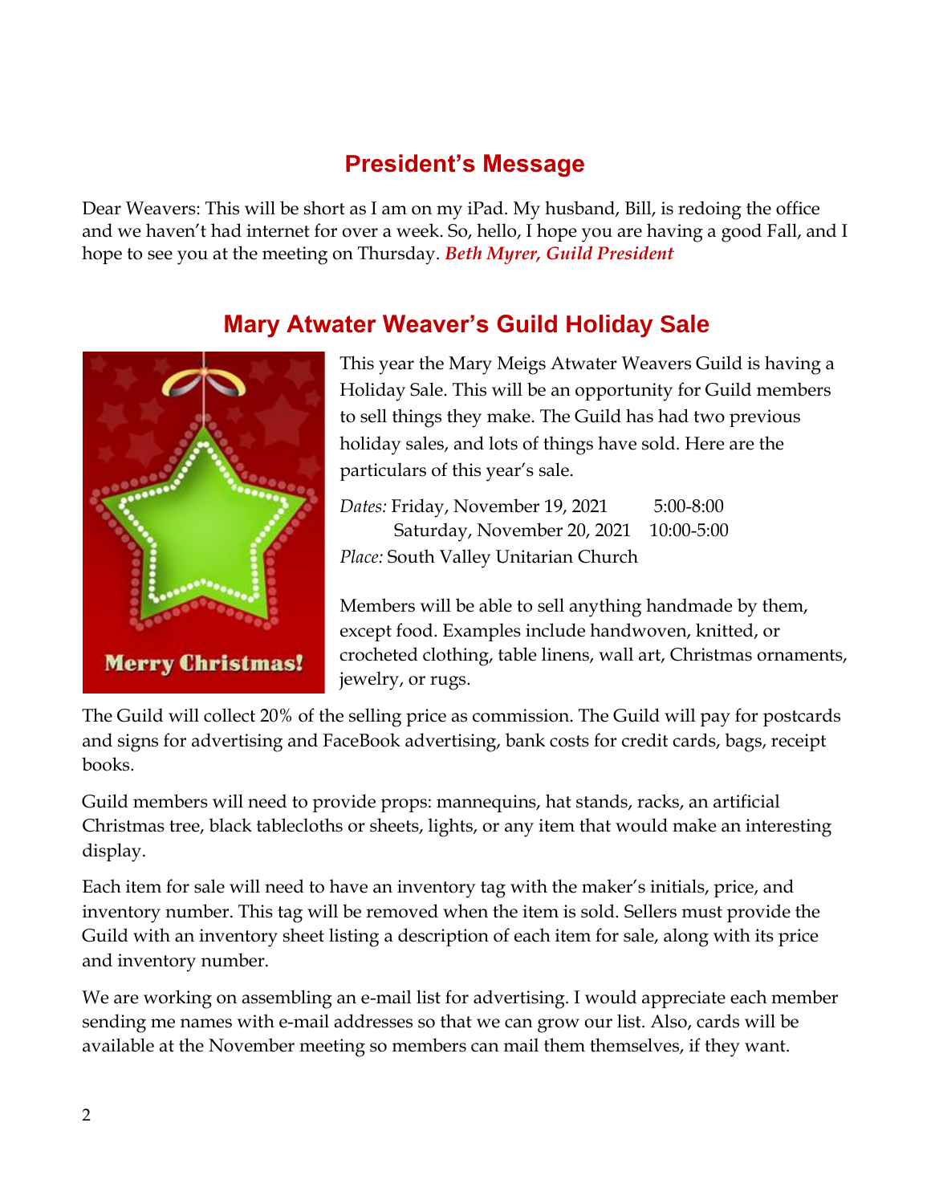## President's Message

Dear Weavers: This will be short as I am on my iPad. My husband, Bill, is redoing the office and we haven't had internet for over a week. So, hello, I hope you are having a good Fall, and I hope to see you at the meeting on Thursday. ***Beth Myrer, Guild President***

## Mary Atwater Weaver's Guild Holiday Sale

This year the Mary Meigs Atwater Weavers Guild is having a Holiday Sale. This will be an opportunity for Guild members to sell things they make. The Guild has had two previous holiday sales, and lots of things have sold. Here are the particulars of this year's sale.

*Dates:* Friday, November 19, 2021 5:00-8:00
Saturday, November 20, 2021 10:00-5:00
*Place:* South Valley Unitarian Church

Members will be able to sell anything handmade by them, except food. Examples include handwoven, knitted, or crocheted clothing, table linens, wall art, Christmas ornaments, jewelry, or rugs.

The Guild will collect 20% of the selling price as commission. The Guild will pay for postcards and signs for advertising and FaceBook advertising, bank costs for credit cards, bags, receipt books.

Guild members will need to provide props: mannequins, hat stands, racks, an artificial Christmas tree, black tablecloths or sheets, lights, or any item that would make an interesting display.

Each item for sale will need to have an inventory tag with the maker's initials, price, and inventory number. This tag will be removed when the item is sold. Sellers must provide the Guild with an inventory sheet listing a description of each item for sale, along with its price and inventory number.

We are working on assembling an e-mail list for advertising. I would appreciate each member sending me names with e-mail addresses so that we can grow our list. Also, cards will be available at the November meeting so members can mail them themselves, if they want.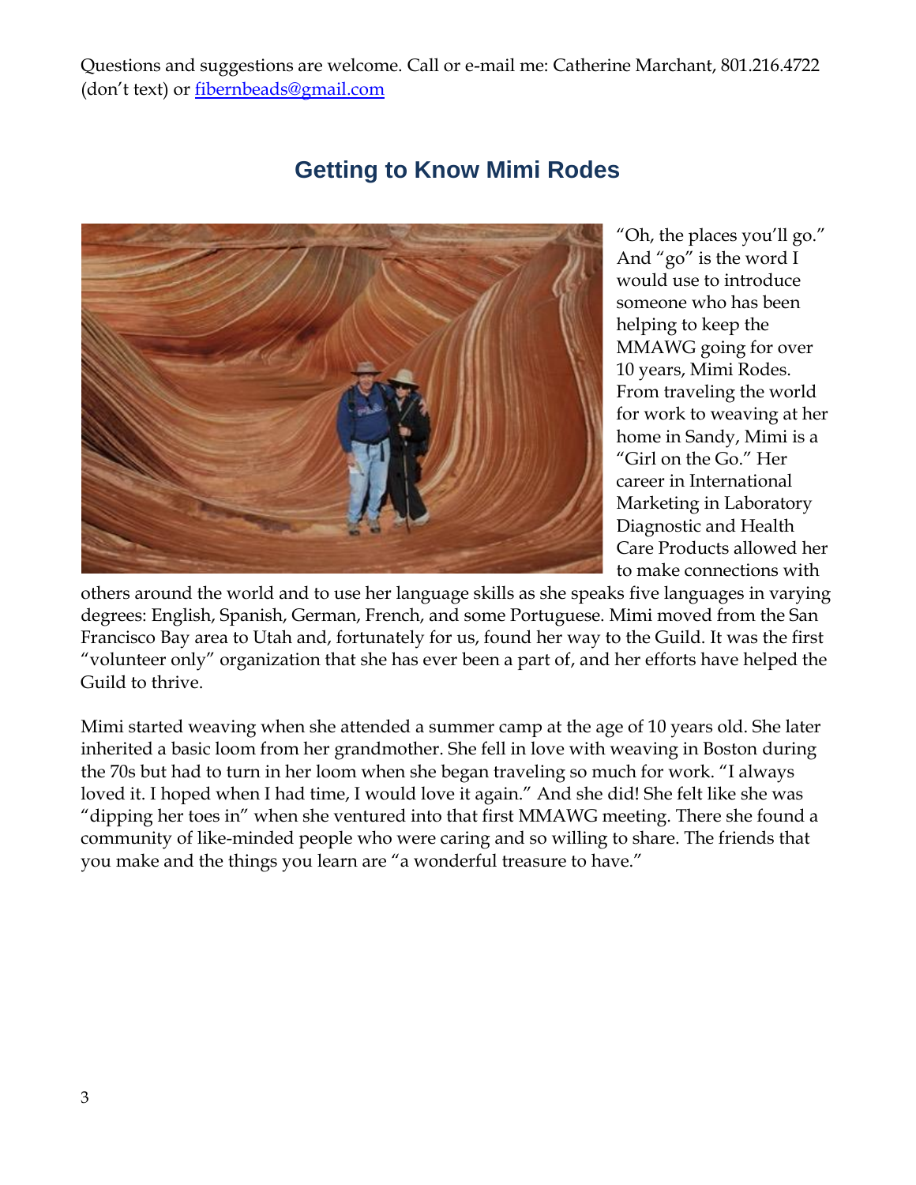Questions and suggestions are welcome. Call or e-mail me: Catherine Marchant, 801.216.4722 (don't text) or fibernbeads@gmail.com

## Getting to Know Mimi Rodes

"Oh, the places you'll go." And "go" is the word I would use to introduce someone who has been helping to keep the MMAWG going for over 10 years, Mimi Rodes. From traveling the world for work to weaving at her home in Sandy, Mimi is a "Girl on the Go." Her career in International Marketing in Laboratory Diagnostic and Health Care Products allowed her to make connections with others around the world and to use her language skills as she speaks five languages in varying degrees: English, Spanish, German, French, and some Portuguese. Mimi moved from the San Francisco Bay area to Utah and, fortunately for us, found her way to the Guild. It was the first "volunteer only" organization that she has ever been a part of, and her efforts have helped the Guild to thrive.

Mimi started weaving when she attended a summer camp at the age of 10 years old. She later inherited a basic loom from her grandmother. She fell in love with weaving in Boston during the 70s but had to turn in her loom when she began traveling so much for work. "I always loved it. I hoped when I had time, I would love it again." And she did! She felt like she was "dipping her toes in" when she ventured into that first MMAWG meeting. There she found a community of like-minded people who were caring and so willing to share. The friends that you make and the things you learn are "a wonderful treasure to have."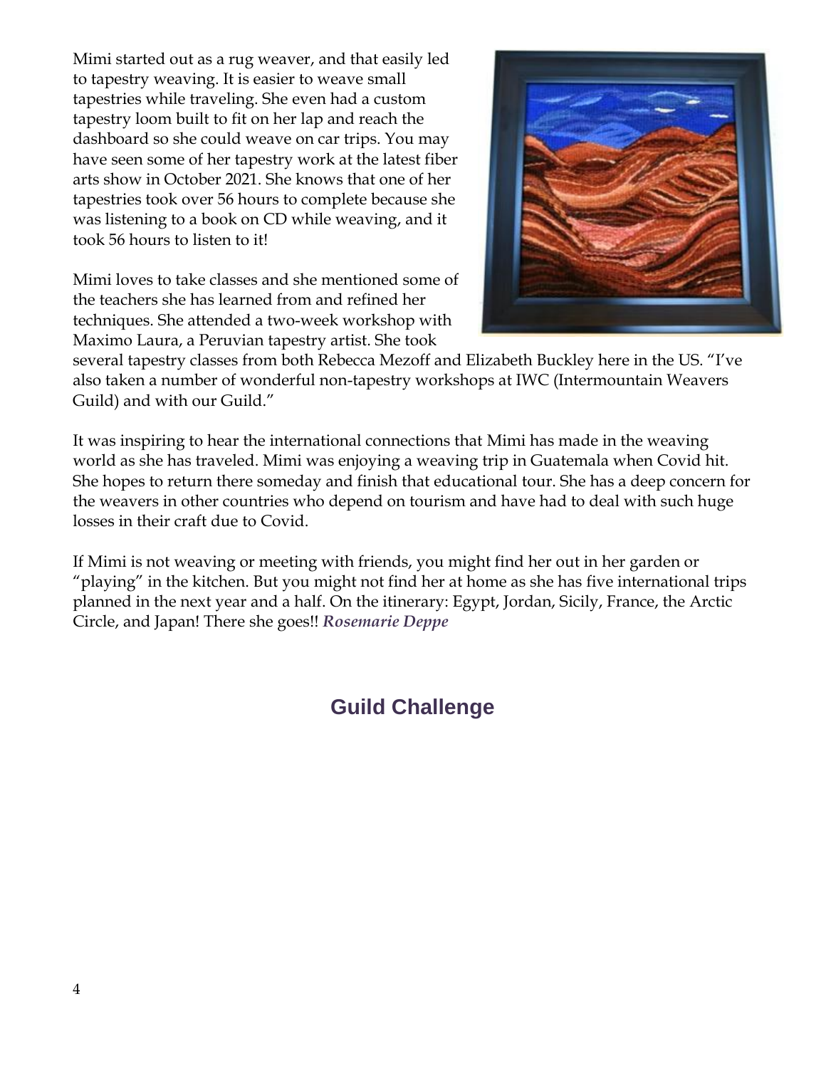Mimi started out as a rug weaver, and that easily led to tapestry weaving. It is easier to weave small tapestries while traveling. She even had a custom tapestry loom built to fit on her lap and reach the dashboard so she could weave on car trips. You may have seen some of her tapestry work at the latest fiber arts show in October 2021. She knows that one of her tapestries took over 56 hours to complete because she was listening to a book on CD while weaving, and it took 56 hours to listen to it!

Mimi loves to take classes and she mentioned some of the teachers she has learned from and refined her techniques. She attended a two-week workshop with Maximo Laura, a Peruvian tapestry artist. She took several tapestry classes from both Rebecca Mezoff and Elizabeth Buckley here in the US. "I've also taken a number of wonderful non-tapestry workshops at IWC (Intermountain Weavers Guild) and with our Guild."

It was inspiring to hear the international connections that Mimi has made in the weaving world as she has traveled. Mimi was enjoying a weaving trip in Guatemala when Covid hit. She hopes to return there someday and finish that educational tour. She has a deep concern for the weavers in other countries who depend on tourism and have had to deal with such huge losses in their craft due to Covid.

If Mimi is not weaving or meeting with friends, you might find her out in her garden or "playing" in the kitchen. But you might not find her at home as she has five international trips planned in the next year and a half. On the itinerary: Egypt, Jordan, Sicily, France, the Arctic Circle, and Japan! There she goes!! ***Rosemarie Deppe***

## Guild Challenge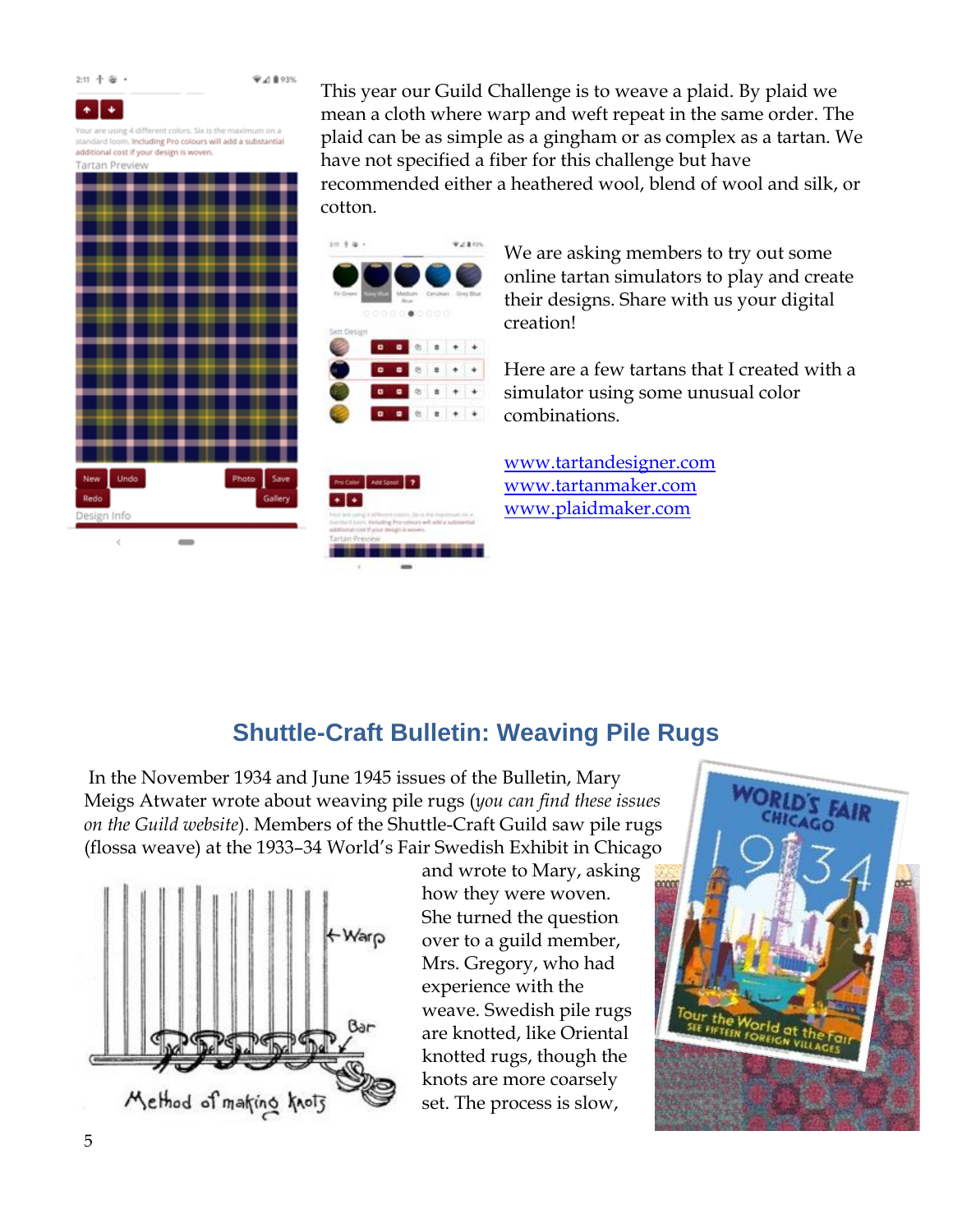This year our Guild Challenge is to weave a plaid. By plaid we mean a cloth where warp and weft repeat in the same order. The plaid can be as simple as a gingham or as complex as a tartan. We have not specified a fiber for this challenge but have recommended either a heathered wool, blend of wool and silk, or cotton.

We are asking members to try out some online tartan simulators to play and create their designs. Share with us your digital creation!

Here are a few tartans that I created with a simulator using some unusual color combinations.

[www.tartandesigner.com](http://www.tartandesigner.com)
[www.tartanmaker.com](http://www.tartanmaker.com)
[www.plaidmaker.com](http://www.plaidmaker.com)

## Shuttle-Craft Bulletin: Weaving Pile Rugs

In the November 1934 and June 1945 issues of the Bulletin, Mary Meigs Atwater wrote about weaving pile rugs (*you can find these issues on the Guild website*). Members of the Shuttle-Craft Guild saw pile rugs (flossa weave) at the 1933–34 World's Fair Swedish Exhibit in Chicago and wrote to Mary, asking how they were woven. She turned the question over to a guild member, Mrs. Gregory, who had experience with the weave. Swedish pile rugs are knotted, like Oriental knotted rugs, though the knots are more coarsely set. The process is slow,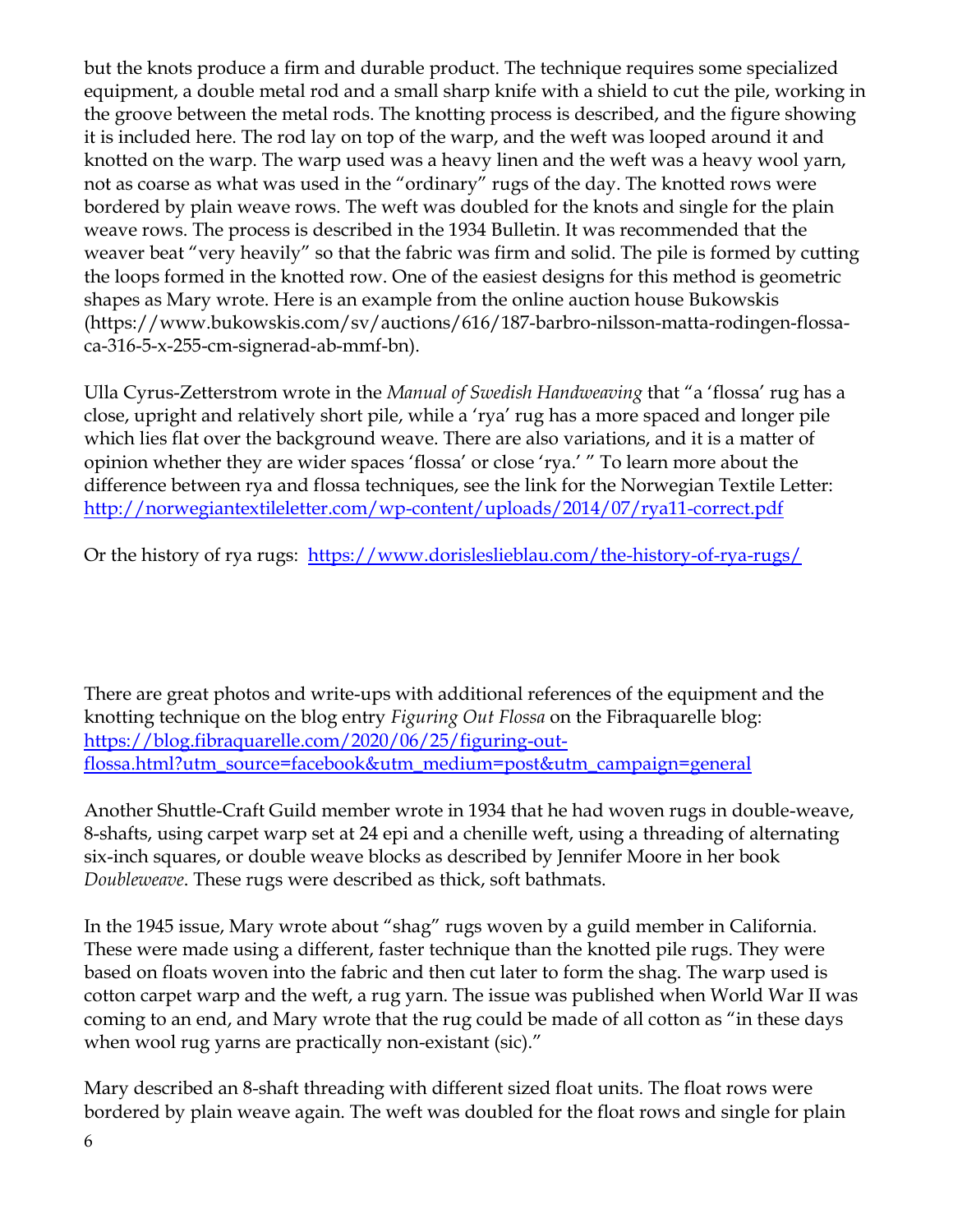but the knots produce a firm and durable product. The technique requires some specialized equipment, a double metal rod and a small sharp knife with a shield to cut the pile, working in the groove between the metal rods. The knotting process is described, and the figure showing it is included here. The rod lay on top of the warp, and the weft was looped around it and knotted on the warp. The warp used was a heavy linen and the weft was a heavy wool yarn, not as coarse as what was used in the "ordinary" rugs of the day. The knotted rows were bordered by plain weave rows. The weft was doubled for the knots and single for the plain weave rows. The process is described in the 1934 Bulletin. It was recommended that the weaver beat "very heavily" so that the fabric was firm and solid. The pile is formed by cutting the loops formed in the knotted row. One of the easiest designs for this method is geometric shapes as Mary wrote. Here is an example from the online auction house Bukowskis (https://www.bukowskis.com/sv/auctions/616/187-barbro-nilsson-matta-rodingen-flossa-ca-316-5-x-255-cm-signerad-ab-mmf-bn).

Ulla Cyrus-Zetterstrom wrote in the *Manual of Swedish Handweaving* that "a 'flossa' rug has a close, upright and relatively short pile, while a 'rya' rug has a more spaced and longer pile which lies flat over the background weave. There are also variations, and it is a matter of opinion whether they are wider spaces 'flossa' or close 'rya.' " To learn more about the difference between rya and flossa techniques, see the link for the Norwegian Textile Letter: http://norwegiantextileletter.com/wp-content/uploads/2014/07/rya11-correct.pdf

Or the history of rya rugs: https://www.dorisleslieblau.com/the-history-of-rya-rugs/

There are great photos and write-ups with additional references of the equipment and the knotting technique on the blog entry *Figuring Out Flossa* on the Fibraquarelle blog: https://blog.fibraquarelle.com/2020/06/25/figuring-out-flossa.html?utm_source=facebook&utm_medium=post&utm_campaign=general

Another Shuttle-Craft Guild member wrote in 1934 that he had woven rugs in double-weave, 8-shafts, using carpet warp set at 24 epi and a chenille weft, using a threading of alternating six-inch squares, or double weave blocks as described by Jennifer Moore in her book *Doubleweave*. These rugs were described as thick, soft bathmats.

In the 1945 issue, Mary wrote about "shag" rugs woven by a guild member in California. These were made using a different, faster technique than the knotted pile rugs. They were based on floats woven into the fabric and then cut later to form the shag. The warp used is cotton carpet warp and the weft, a rug yarn. The issue was published when World War II was coming to an end, and Mary wrote that the rug could be made of all cotton as "in these days when wool rug yarns are practically non-existant (sic)."

Mary described an 8-shaft threading with different sized float units. The float rows were bordered by plain weave again. The weft was doubled for the float rows and single for plain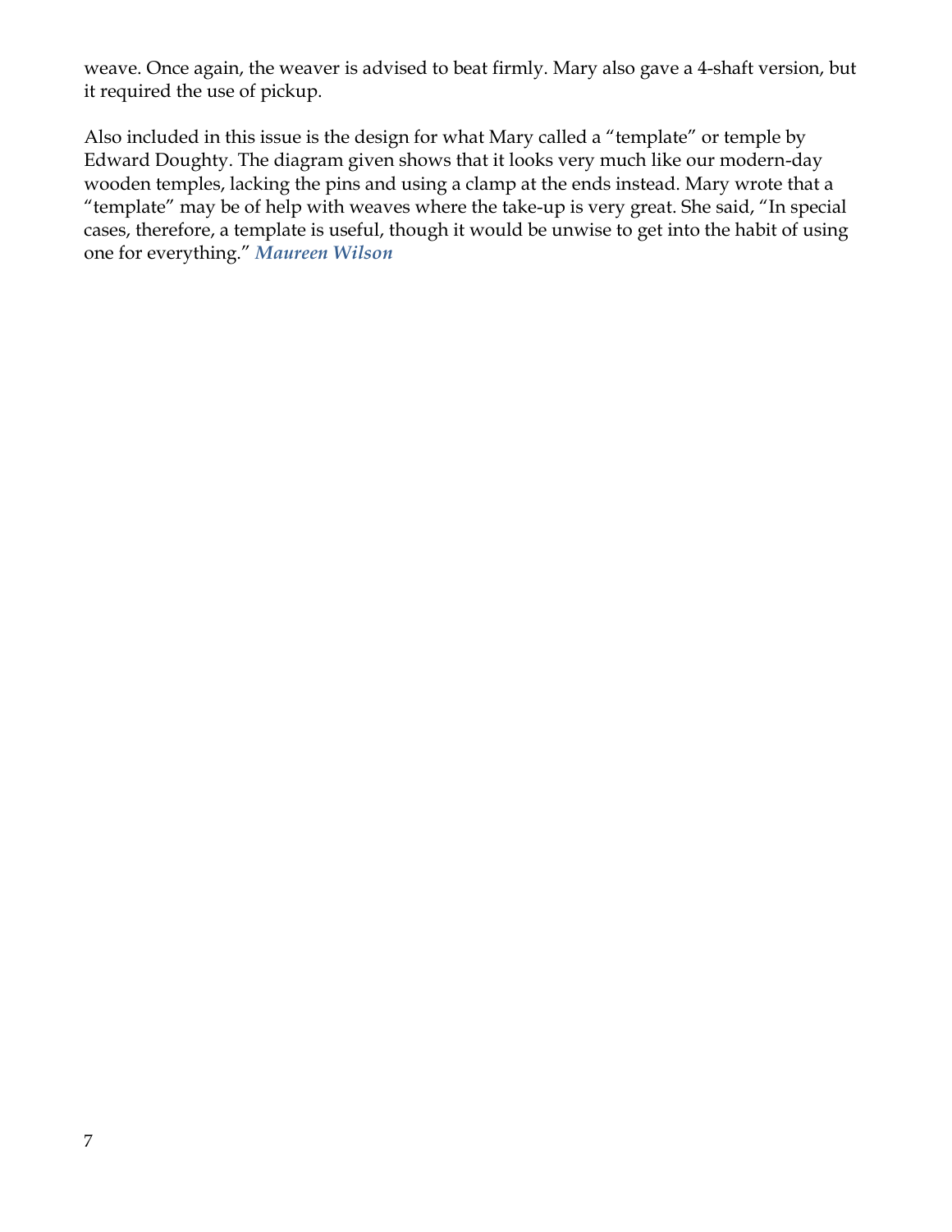weave. Once again, the weaver is advised to beat firmly. Mary also gave a 4-shaft version, but it required the use of pickup.

Also included in this issue is the design for what Mary called a "template" or temple by Edward Doughty. The diagram given shows that it looks very much like our modern-day wooden temples, lacking the pins and using a clamp at the ends instead. Mary wrote that a "template" may be of help with weaves where the take-up is very great. She said, "In special cases, therefore, a template is useful, though it would be unwise to get into the habit of using one for everything." ***Maureen Wilson***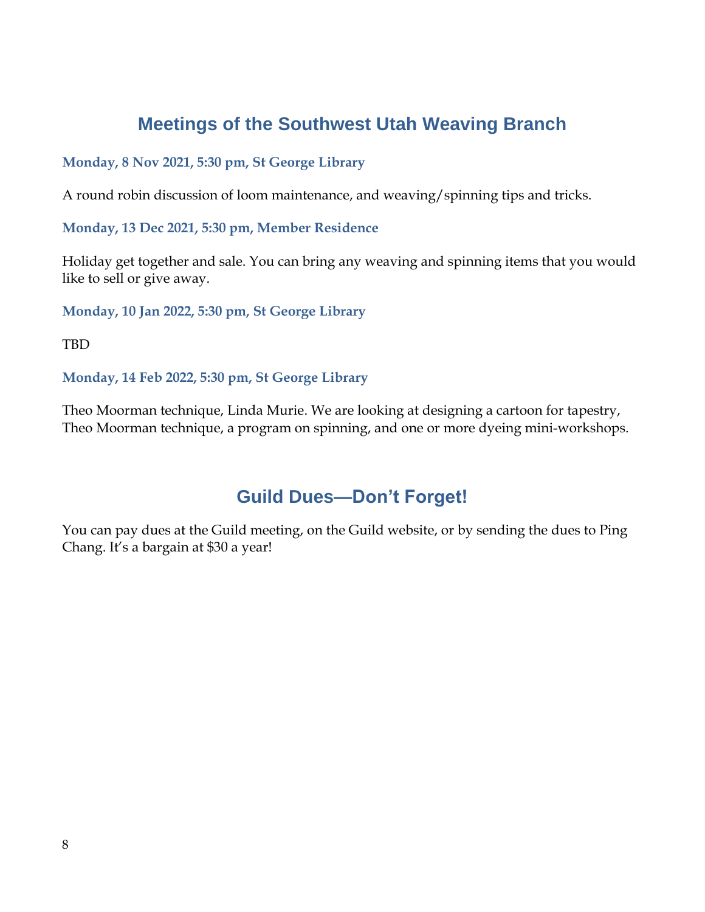## Meetings of the Southwest Utah Weaving Branch

**Monday, 8 Nov 2021, 5:30 pm, St George Library**

A round robin discussion of loom maintenance, and weaving/spinning tips and tricks.

**Monday, 13 Dec 2021, 5:30 pm, Member Residence**

Holiday get together and sale. You can bring any weaving and spinning items that you would like to sell or give away.

**Monday, 10 Jan 2022, 5:30 pm, St George Library**

TBD

**Monday, 14 Feb 2022, 5:30 pm, St George Library**

Theo Moorman technique, Linda Murie. We are looking at designing a cartoon for tapestry, Theo Moorman technique, a program on spinning, and one or more dyeing mini-workshops.

## Guild Dues—Don't Forget!

You can pay dues at the Guild meeting, on the Guild website, or by sending the dues to Ping Chang. It's a bargain at $30 a year!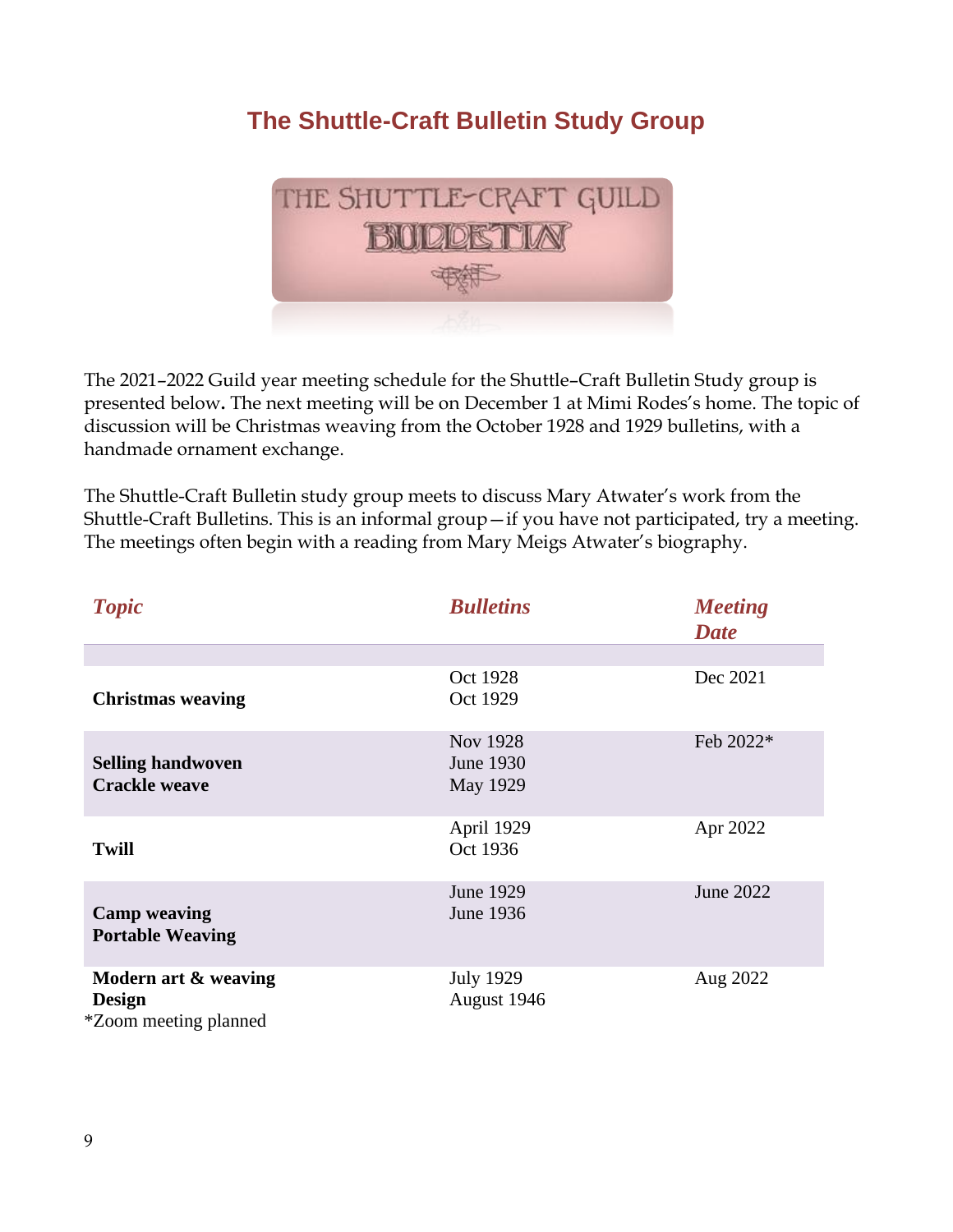# The Shuttle-Craft Bulletin Study Group

The 2021–2022 Guild year meeting schedule for the Shuttle–Craft Bulletin Study group is presented below**.** The next meeting will be on December 1 at Mimi Rodes's home. The topic of discussion will be Christmas weaving from the October 1928 and 1929 bulletins, with a handmade ornament exchange.

The Shuttle-Craft Bulletin study group meets to discuss Mary Atwater's work from the Shuttle-Craft Bulletins. This is an informal group—if you have not participated, try a meeting. The meetings often begin with a reading from Mary Meigs Atwater's biography.

| *Topic* | *Bulletins* | *Meeting Date* |
| --- | --- | --- |
| **Christmas weaving** | Oct 1928<br>Oct 1929 | Dec 2021 |
| **Selling handwoven**<br>**Crackle weave** | Nov 1928<br>June 1930<br>May 1929 | Feb 2022* |
| **Twill** | April 1929<br>Oct 1936 | Apr 2022 |
| **Camp weaving**<br>**Portable Weaving** | June 1929<br>June 1936 | June 2022 |
| **Modern art & weaving Design** | July 1929<br>August 1946 | Aug 2022 |

*Zoom meeting planned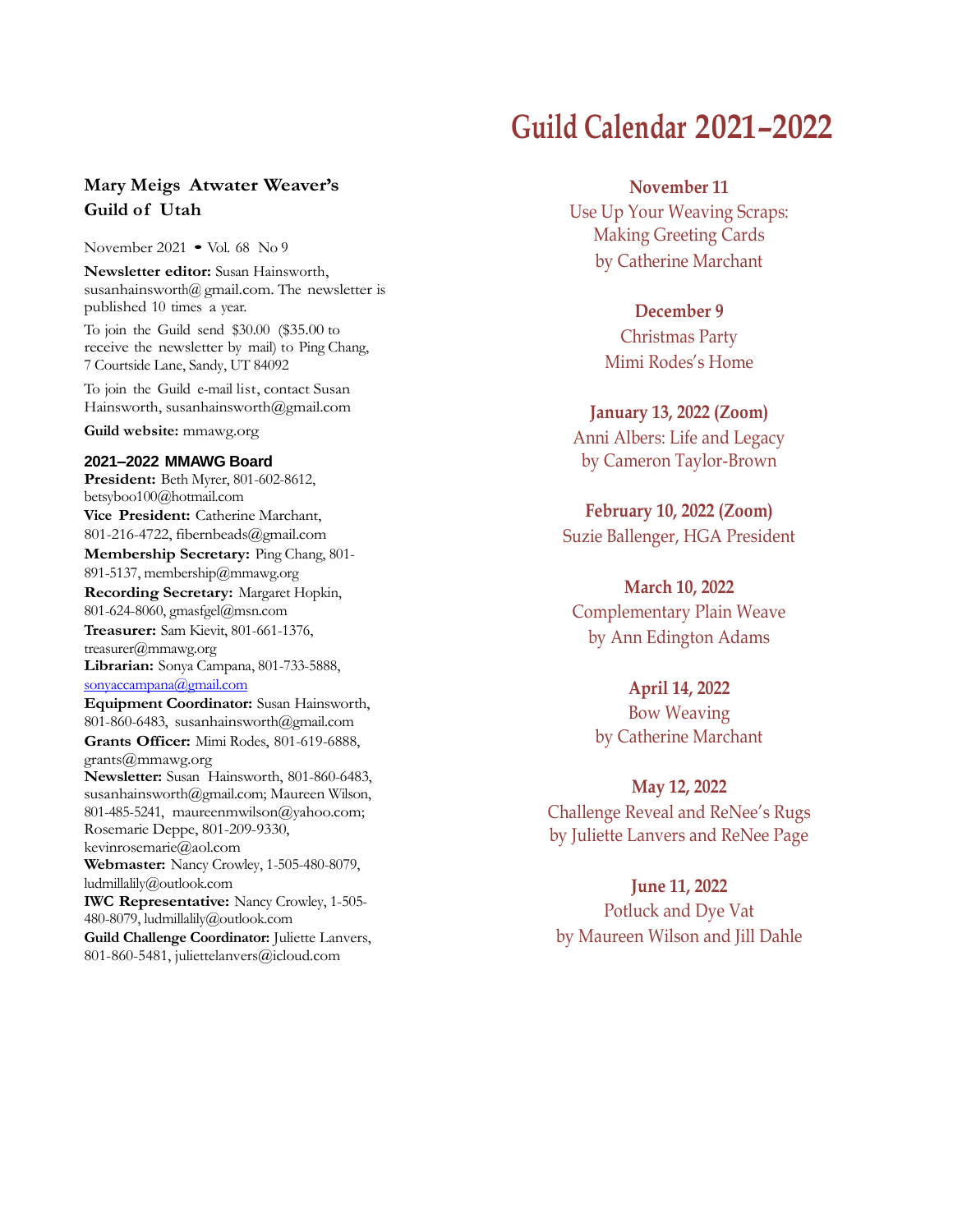# Guild Calendar 2021–2022

## Mary Meigs Atwater Weaver's Guild of Utah

November 2021 • Vol. 68 No 9

**Newsletter editor:** Susan Hainsworth, susanhainsworth@ gmail.com. The newsletter is published 10 times a year.

To join the Guild send $30.00 ($35.00 to receive the newsletter by mail) to Ping Chang, 7 Courtside Lane, Sandy, UT 84092

To join the Guild e-mail list, contact Susan Hainsworth, susanhainsworth@gmail.com

**Guild website:** mmawg.org

### 2021–2022 MMAWG Board

**President:** Beth Myrer, 801-602-8612, betsyboo100@hotmail.com
**Vice President:** Catherine Marchant, 801-216-4722, fibernbeads@gmail.com
**Membership Secretary:** Ping Chang, 801-891-5137, membership@mmawg.org
**Recording Secretary:** Margaret Hopkin, 801-624-8060, gmasfgel@msn.com
**Treasurer:** Sam Kievit, 801-661-1376, treasurer@mmawg.org
**Librarian:** Sonya Campana, 801-733-5888, sonyaccampana@gmail.com
**Equipment Coordinator:** Susan Hainsworth, 801-860-6483, susanhainsworth@gmail.com
**Grants Officer:** Mimi Rodes, 801-619-6888, grants@mmawg.org
**Newsletter:** Susan Hainsworth, 801-860-6483, susanhainsworth@gmail.com; Maureen Wilson, 801-485-5241, maureenmwilson@yahoo.com; Rosemarie Deppe, 801-209-9330, kevinrosemarie@aol.com
**Webmaster:** Nancy Crowley, 1-505-480-8079, ludmillalily@outlook.com
**IWC Representative:** Nancy Crowley, 1-505-480-8079, ludmillalily@outlook.com
**Guild Challenge Coordinator:** Juliette Lanvers, 801-860-5481, juliettelanvers@icloud.com

**November 11**
Use Up Your Weaving Scraps: Making Greeting Cards
by Catherine Marchant

**December 9**
Christmas Party
Mimi Rodes's Home

**January 13, 2022 (Zoom)**
Anni Albers: Life and Legacy
by Cameron Taylor-Brown

**February 10, 2022 (Zoom)**
Suzie Ballenger, HGA President

**March 10, 2022**
Complementary Plain Weave
by Ann Edington Adams

**April 14, 2022**
Bow Weaving
by Catherine Marchant

**May 12, 2022**
Challenge Reveal and ReNee's Rugs
by Juliette Lanvers and ReNee Page

**June 11, 2022**
Potluck and Dye Vat
by Maureen Wilson and Jill Dahle